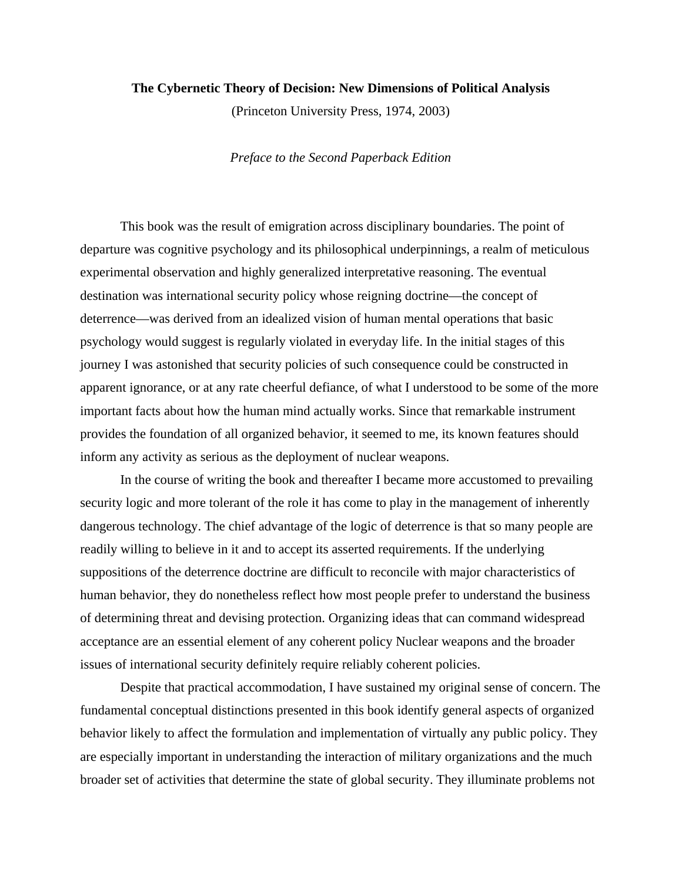**The Cybernetic Theory of Decision: New Dimensions of Political Analysis**

(Princeton University Press, 1974, 2003)

*Preface to the Second Paperback Edition*

This book was the result of emigration across disciplinary boundaries. The point of departure was cognitive psychology and its philosophical underpinnings, a realm of meticulous experimental observation and highly generalized interpretative reasoning. The eventual destination was international security policy whose reigning doctrine—the concept of deterrence—was derived from an idealized vision of human mental operations that basic psychology would suggest is regularly violated in everyday life. In the initial stages of this journey I was astonished that security policies of such consequence could be constructed in apparent ignorance, or at any rate cheerful defiance, of what I understood to be some of the more important facts about how the human mind actually works. Since that remarkable instrument provides the foundation of all organized behavior, it seemed to me, its known features should inform any activity as serious as the deployment of nuclear weapons.

In the course of writing the book and thereafter I became more accustomed to prevailing security logic and more tolerant of the role it has come to play in the management of inherently dangerous technology. The chief advantage of the logic of deterrence is that so many people are readily willing to believe in it and to accept its asserted requirements. If the underlying suppositions of the deterrence doctrine are difficult to reconcile with major characteristics of human behavior, they do nonetheless reflect how most people prefer to understand the business of determining threat and devising protection. Organizing ideas that can command widespread acceptance are an essential element of any coherent policy Nuclear weapons and the broader issues of international security definitely require reliably coherent policies.

Despite that practical accommodation, I have sustained my original sense of concern. The fundamental conceptual distinctions presented in this book identify general aspects of organized behavior likely to affect the formulation and implementation of virtually any public policy. They are especially important in understanding the interaction of military organizations and the much broader set of activities that determine the state of global security. They illuminate problems not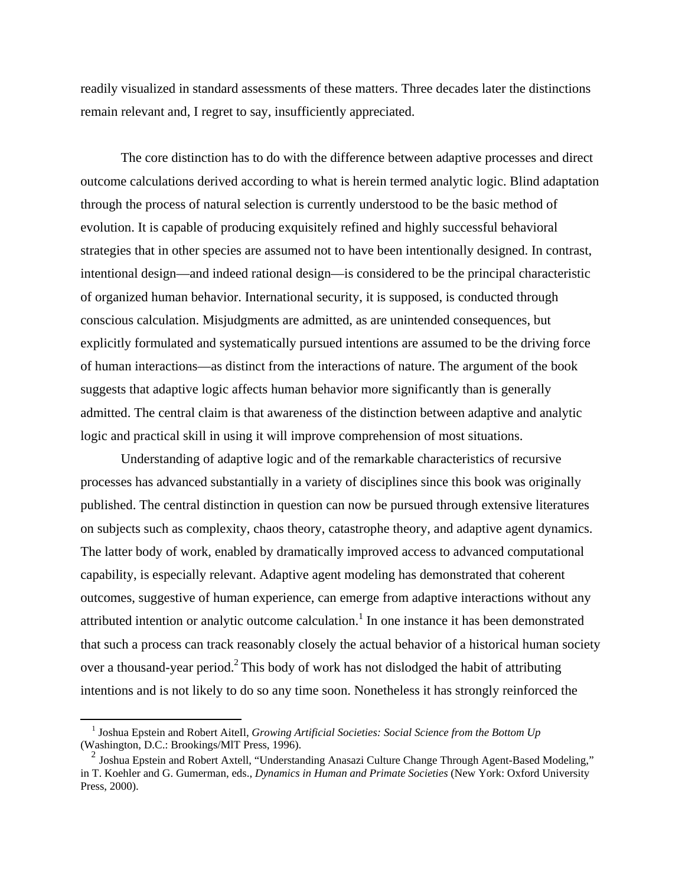readily visualized in standard assessments of these matters. Three decades later the distinctions remain relevant and, I regret to say, insufficiently appreciated.

The core distinction has to do with the difference between adaptive processes and direct outcome calculations derived according to what is herein termed analytic logic. Blind adaptation through the process of natural selection is currently understood to be the basic method of evolution. It is capable of producing exquisitely refined and highly successful behavioral strategies that in other species are assumed not to have been intentionally designed. In contrast, intentional design—and indeed rational design—is considered to be the principal characteristic of organized human behavior. International security, it is supposed, is conducted through conscious calculation. Misjudgments are admitted, as are unintended consequences, but explicitly formulated and systematically pursued intentions are assumed to be the driving force of human interactions—as distinct from the interactions of nature. The argument of the book suggests that adaptive logic affects human behavior more significantly than is generally admitted. The central claim is that awareness of the distinction between adaptive and analytic logic and practical skill in using it will improve comprehension of most situations.

Understanding of adaptive logic and of the remarkable characteristics of recursive processes has advanced substantially in a variety of disciplines since this book was originally published. The central distinction in question can now be pursued through extensive literatures on subjects such as complexity, chaos theory, catastrophe theory, and adaptive agent dynamics. The latter body of work, enabled by dramatically improved access to advanced computational capability, is especially relevant. Adaptive agent modeling has demonstrated that coherent outcomes, suggestive of human experience, can emerge from adaptive interactions without any attributed intention or analytic outcome calculation.[1] In one instance it has been demonstrated that such a process can track reasonably closely the actual behavior of a historical human society over a thousand-year period.[2] This body of work has not dislodged the habit of attributing intentions and is not likely to do so any time soon. Nonetheless it has strongly reinforced the

---

[1] Joshua Epstein and Robert Aitell, *Growing Artificial Societies: Social Science from the Bottom Up* (Washington, D.C.: Brookings/MIT Press, 1996).

[2] Joshua Epstein and Robert Axtell, "Understanding Anasazi Culture Change Through Agent-Based Modeling," in T. Koehler and G. Gumerman, eds., *Dynamics in Human and Primate Societies* (New York: Oxford University Press, 2000).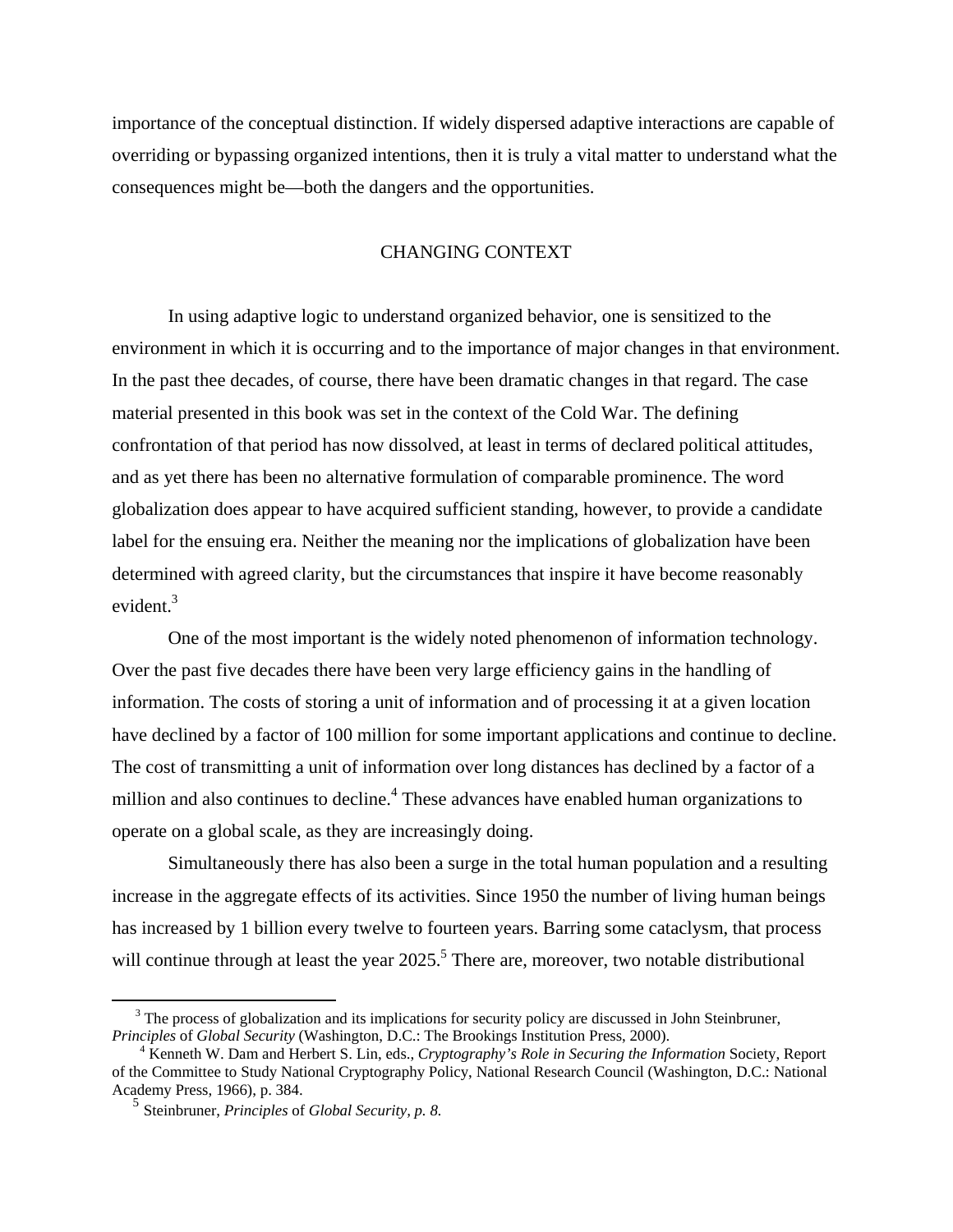importance of the conceptual distinction. If widely dispersed adaptive interactions are capable of overriding or bypassing organized intentions, then it is truly a vital matter to understand what the consequences might be—both the dangers and the opportunities.

## CHANGING CONTEXT

In using adaptive logic to understand organized behavior, one is sensitized to the environment in which it is occurring and to the importance of major changes in that environment. In the past thee decades, of course, there have been dramatic changes in that regard. The case material presented in this book was set in the context of the Cold War. The defining confrontation of that period has now dissolved, at least in terms of declared political attitudes, and as yet there has been no alternative formulation of comparable prominence. The word globalization does appear to have acquired sufficient standing, however, to provide a candidate label for the ensuing era. Neither the meaning nor the implications of globalization have been determined with agreed clarity, but the circumstances that inspire it have become reasonably evident.[3]

One of the most important is the widely noted phenomenon of information technology. Over the past five decades there have been very large efficiency gains in the handling of information. The costs of storing a unit of information and of processing it at a given location have declined by a factor of 100 million for some important applications and continue to decline. The cost of transmitting a unit of information over long distances has declined by a factor of a million and also continues to decline.[4] These advances have enabled human organizations to operate on a global scale, as they are increasingly doing.

Simultaneously there has also been a surge in the total human population and a resulting increase in the aggregate effects of its activities. Since 1950 the number of living human beings has increased by 1 billion every twelve to fourteen years. Barring some cataclysm, that process will continue through at least the year 2025.[5] There are, moreover, two notable distributional

---

[3] The process of globalization and its implications for security policy are discussed in John Steinbruner, *Principles* of *Global Security* (Washington, D.C.: The Brookings Institution Press, 2000).

[4] Kenneth W. Dam and Herbert S. Lin, eds., *Cryptography's Role in Securing the Information* Society, Report of the Committee to Study National Cryptography Policy, National Research Council (Washington, D.C.: National Academy Press, 1966), p. 384.

[5] Steinbruner, *Principles* of *Global Security, p. 8.*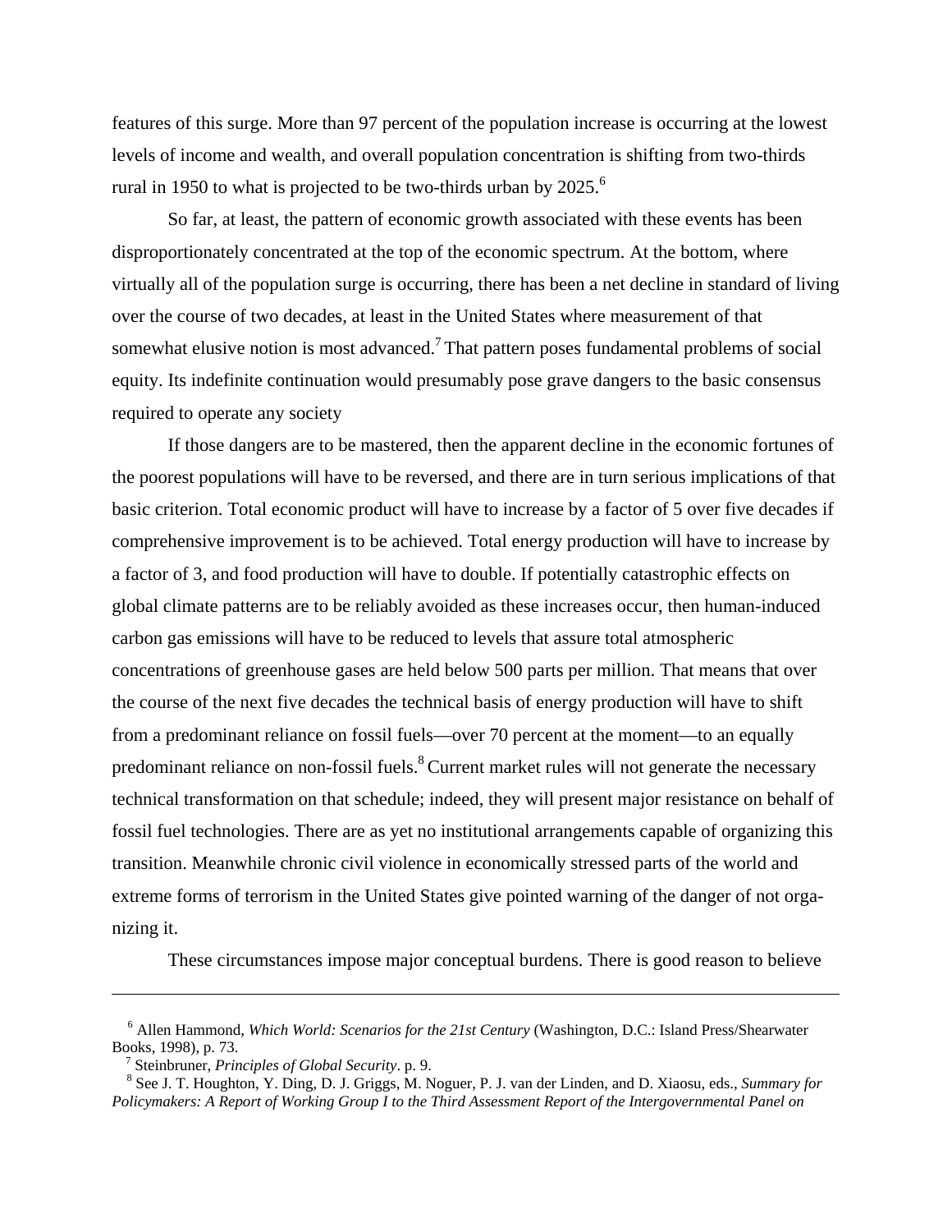features of this surge. More than 97 percent of the population increase is occurring at the lowest levels of income and wealth, and overall population concentration is shifting from two-thirds rural in 1950 to what is projected to be two-thirds urban by 2025.[6]

So far, at least, the pattern of economic growth associated with these events has been disproportionately concentrated at the top of the economic spectrum. At the bottom, where virtually all of the population surge is occurring, there has been a net decline in standard of living over the course of two decades, at least in the United States where measurement of that somewhat elusive notion is most advanced.[7] That pattern poses fundamental problems of social equity. Its indefinite continuation would presumably pose grave dangers to the basic consensus required to operate any society

If those dangers are to be mastered, then the apparent decline in the economic fortunes of the poorest populations will have to be reversed, and there are in turn serious implications of that basic criterion. Total economic product will have to increase by a factor of 5 over five decades if comprehensive improvement is to be achieved. Total energy production will have to increase by a factor of 3, and food production will have to double. If potentially catastrophic effects on global climate patterns are to be reliably avoided as these increases occur, then human-induced carbon gas emissions will have to be reduced to levels that assure total atmospheric concentrations of greenhouse gases are held below 500 parts per million. That means that over the course of the next five decades the technical basis of energy production will have to shift from a predominant reliance on fossil fuels—over 70 percent at the moment—to an equally predominant reliance on non-fossil fuels.[8] Current market rules will not generate the necessary technical transformation on that schedule; indeed, they will present major resistance on behalf of fossil fuel technologies. There are as yet no institutional arrangements capable of organizing this transition. Meanwhile chronic civil violence in economically stressed parts of the world and extreme forms of terrorism in the United States give pointed warning of the danger of not organizing it.

These circumstances impose major conceptual burdens. There is good reason to believe

---

[6] Allen Hammond, *Which World: Scenarios for the 21st Century* (Washington, D.C.: Island Press/Shearwater Books, 1998), p. 73.

[7] Steinbruner, *Principles of Global Security*. p. 9.

[8] See J. T. Houghton, Y. Ding, D. J. Griggs, M. Noguer, P. J. van der Linden, and D. Xiaosu, eds., *Summary for Policymakers: A Report of Working Group I to the Third Assessment Report of the Intergovernmental Panel on*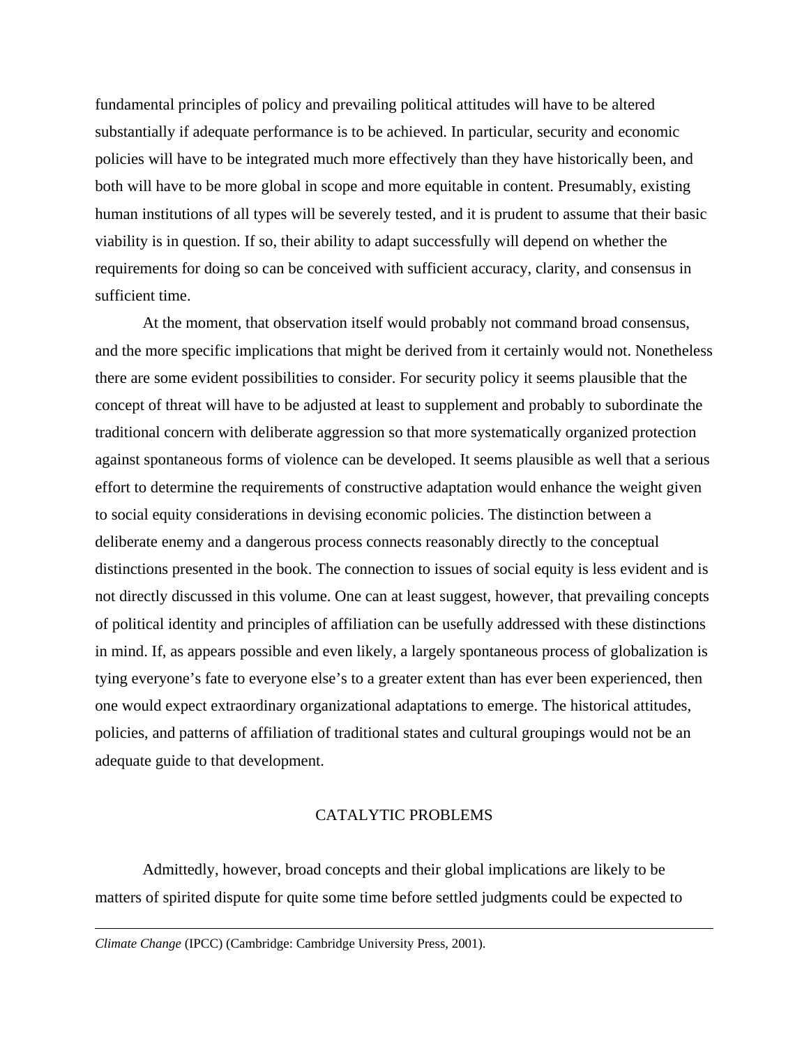fundamental principles of policy and prevailing political attitudes will have to be altered substantially if adequate performance is to be achieved. In particular, security and economic policies will have to be integrated much more effectively than they have historically been, and both will have to be more global in scope and more equitable in content. Presumably, existing human institutions of all types will be severely tested, and it is prudent to assume that their basic viability is in question. If so, their ability to adapt successfully will depend on whether the requirements for doing so can be conceived with sufficient accuracy, clarity, and consensus in sufficient time.

At the moment, that observation itself would probably not command broad consensus, and the more specific implications that might be derived from it certainly would not. Nonetheless there are some evident possibilities to consider. For security policy it seems plausible that the concept of threat will have to be adjusted at least to supplement and probably to subordinate the traditional concern with deliberate aggression so that more systematically organized protection against spontaneous forms of violence can be developed. It seems plausible as well that a serious effort to determine the requirements of constructive adaptation would enhance the weight given to social equity considerations in devising economic policies. The distinction between a deliberate enemy and a dangerous process connects reasonably directly to the conceptual distinctions presented in the book. The connection to issues of social equity is less evident and is not directly discussed in this volume. One can at least suggest, however, that prevailing concepts of political identity and principles of affiliation can be usefully addressed with these distinctions in mind. If, as appears possible and even likely, a largely spontaneous process of globalization is tying everyone's fate to everyone else's to a greater extent than has ever been experienced, then one would expect extraordinary organizational adaptations to emerge. The historical attitudes, policies, and patterns of affiliation of traditional states and cultural groupings would not be an adequate guide to that development.

## CATALYTIC PROBLEMS

Admittedly, however, broad concepts and their global implications are likely to be matters of spirited dispute for quite some time before settled judgments could be expected to

---

*Climate Change* (IPCC) (Cambridge: Cambridge University Press, 2001).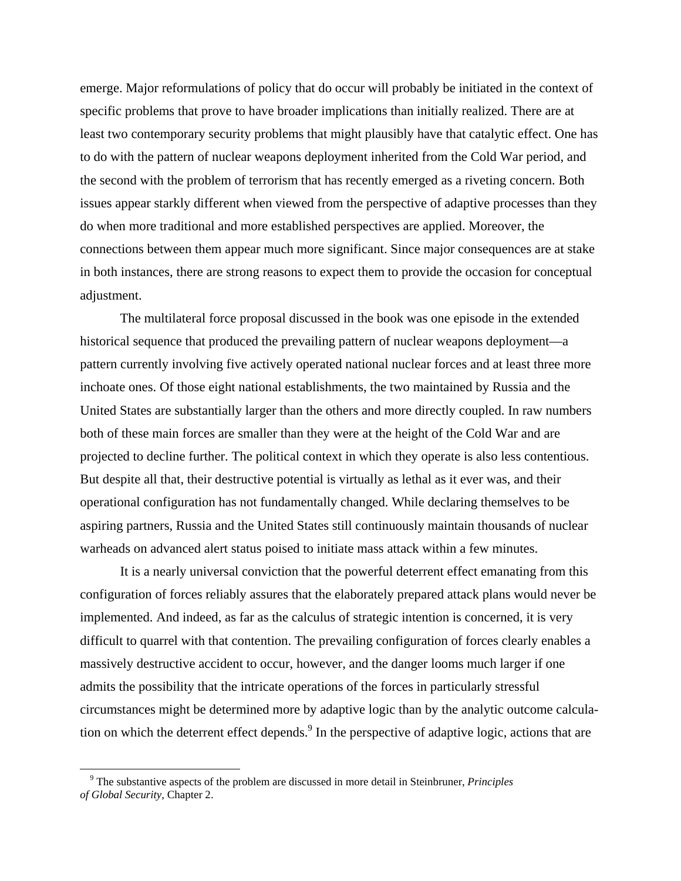emerge. Major reformulations of policy that do occur will probably be initiated in the context of specific problems that prove to have broader implications than initially realized. There are at least two contemporary security problems that might plausibly have that catalytic effect. One has to do with the pattern of nuclear weapons deployment inherited from the Cold War period, and the second with the problem of terrorism that has recently emerged as a riveting concern. Both issues appear starkly different when viewed from the perspective of adaptive processes than they do when more traditional and more established perspectives are applied. Moreover, the connections between them appear much more significant. Since major consequences are at stake in both instances, there are strong reasons to expect them to provide the occasion for conceptual adjustment.

The multilateral force proposal discussed in the book was one episode in the extended historical sequence that produced the prevailing pattern of nuclear weapons deployment—a pattern currently involving five actively operated national nuclear forces and at least three more inchoate ones. Of those eight national establishments, the two maintained by Russia and the United States are substantially larger than the others and more directly coupled. In raw numbers both of these main forces are smaller than they were at the height of the Cold War and are projected to decline further. The political context in which they operate is also less contentious. But despite all that, their destructive potential is virtually as lethal as it ever was, and their operational configuration has not fundamentally changed. While declaring themselves to be aspiring partners, Russia and the United States still continuously maintain thousands of nuclear warheads on advanced alert status poised to initiate mass attack within a few minutes.

It is a nearly universal conviction that the powerful deterrent effect emanating from this configuration of forces reliably assures that the elaborately prepared attack plans would never be implemented. And indeed, as far as the calculus of strategic intention is concerned, it is very difficult to quarrel with that contention. The prevailing configuration of forces clearly enables a massively destructive accident to occur, however, and the danger looms much larger if one admits the possibility that the intricate operations of the forces in particularly stressful circumstances might be determined more by adaptive logic than by the analytic outcome calculation on which the deterrent effect depends.[9] In the perspective of adaptive logic, actions that are

[9] The substantive aspects of the problem are discussed in more detail in Steinbruner, *Principles of Global Security*, Chapter 2.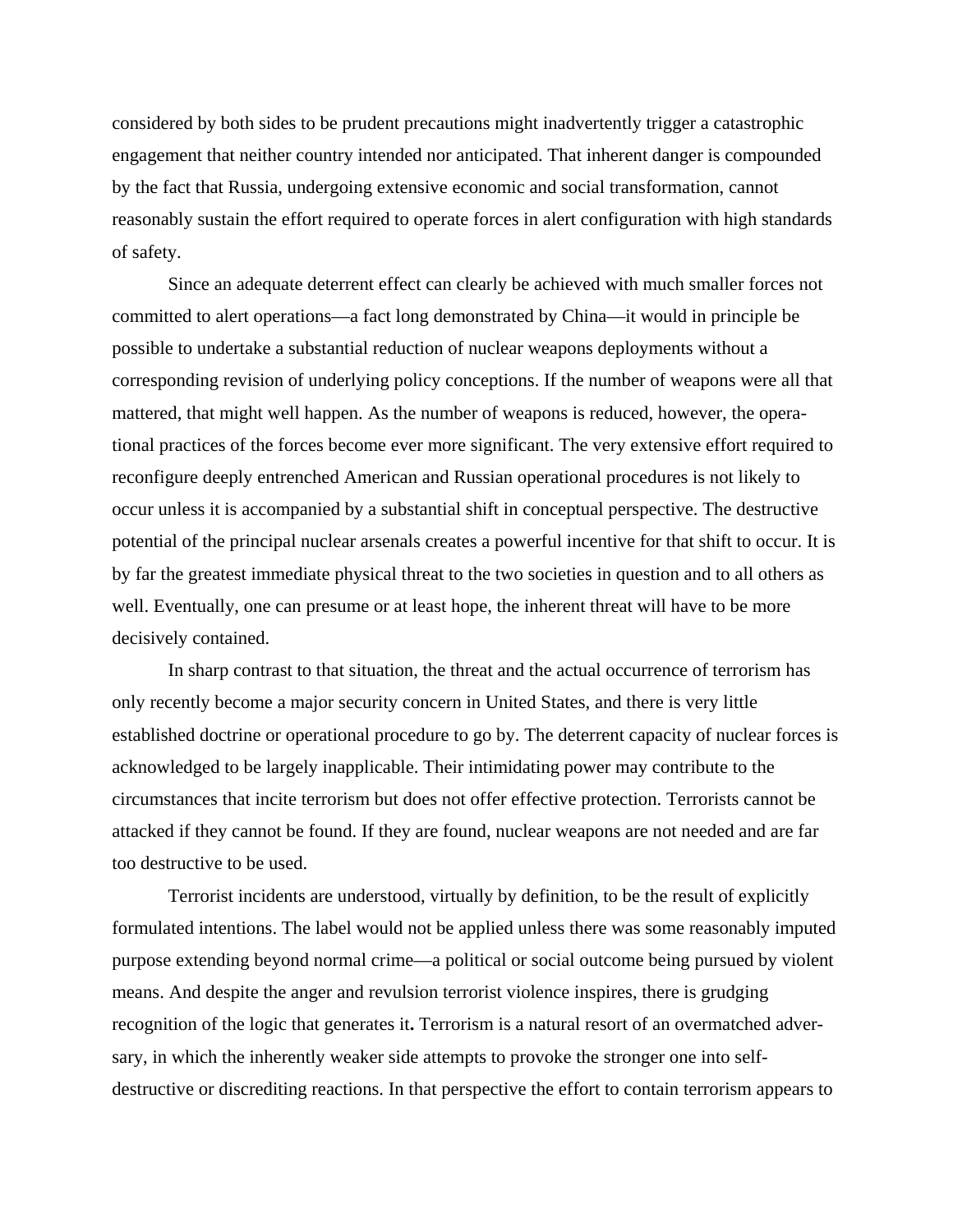considered by both sides to be prudent precautions might inadvertently trigger a catastrophic engagement that neither country intended nor anticipated. That inherent danger is compounded by the fact that Russia, undergoing extensive economic and social transformation, cannot reasonably sustain the effort required to operate forces in alert configuration with high standards of safety.

Since an adequate deterrent effect can clearly be achieved with much smaller forces not committed to alert operations—a fact long demonstrated by China—it would in principle be possible to undertake a substantial reduction of nuclear weapons deployments without a corresponding revision of underlying policy conceptions. If the number of weapons were all that mattered, that might well happen. As the number of weapons is reduced, however, the operational practices of the forces become ever more significant. The very extensive effort required to reconfigure deeply entrenched American and Russian operational procedures is not likely to occur unless it is accompanied by a substantial shift in conceptual perspective. The destructive potential of the principal nuclear arsenals creates a powerful incentive for that shift to occur. It is by far the greatest immediate physical threat to the two societies in question and to all others as well. Eventually, one can presume or at least hope, the inherent threat will have to be more decisively contained.

In sharp contrast to that situation, the threat and the actual occurrence of terrorism has only recently become a major security concern in United States, and there is very little established doctrine or operational procedure to go by. The deterrent capacity of nuclear forces is acknowledged to be largely inapplicable. Their intimidating power may contribute to the circumstances that incite terrorism but does not offer effective protection. Terrorists cannot be attacked if they cannot be found. If they are found, nuclear weapons are not needed and are far too destructive to be used.

Terrorist incidents are understood, virtually by definition, to be the result of explicitly formulated intentions. The label would not be applied unless there was some reasonably imputed purpose extending beyond normal crime—a political or social outcome being pursued by violent means. And despite the anger and revulsion terrorist violence inspires, there is grudging recognition of the logic that generates it. Terrorism is a natural resort of an overmatched adversary, in which the inherently weaker side attempts to provoke the stronger one into self-destructive or discrediting reactions. In that perspective the effort to contain terrorism appears to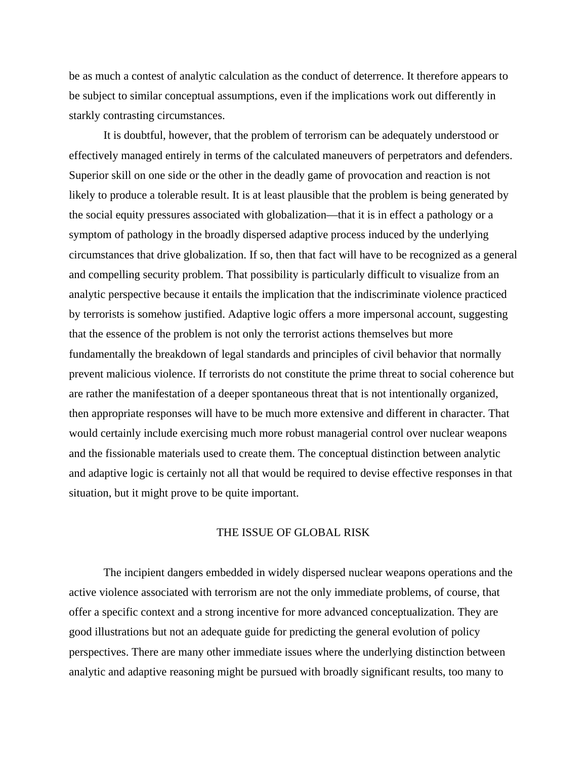be as much a contest of analytic calculation as the conduct of deterrence. It therefore appears to be subject to similar conceptual assumptions, even if the implications work out differently in starkly contrasting circumstances.

It is doubtful, however, that the problem of terrorism can be adequately understood or effectively managed entirely in terms of the calculated maneuvers of perpetrators and defenders. Superior skill on one side or the other in the deadly game of provocation and reaction is not likely to produce a tolerable result. It is at least plausible that the problem is being generated by the social equity pressures associated with globalization—that it is in effect a pathology or a symptom of pathology in the broadly dispersed adaptive process induced by the underlying circumstances that drive globalization. If so, then that fact will have to be recognized as a general and compelling security problem. That possibility is particularly difficult to visualize from an analytic perspective because it entails the implication that the indiscriminate violence practiced by terrorists is somehow justified. Adaptive logic offers a more impersonal account, suggesting that the essence of the problem is not only the terrorist actions themselves but more fundamentally the breakdown of legal standards and principles of civil behavior that normally prevent malicious violence. If terrorists do not constitute the prime threat to social coherence but are rather the manifestation of a deeper spontaneous threat that is not intentionally organized, then appropriate responses will have to be much more extensive and different in character. That would certainly include exercising much more robust managerial control over nuclear weapons and the fissionable materials used to create them. The conceptual distinction between analytic and adaptive logic is certainly not all that would be required to devise effective responses in that situation, but it might prove to be quite important.

## THE ISSUE OF GLOBAL RISK

The incipient dangers embedded in widely dispersed nuclear weapons operations and the active violence associated with terrorism are not the only immediate problems, of course, that offer a specific context and a strong incentive for more advanced conceptualization. They are good illustrations but not an adequate guide for predicting the general evolution of policy perspectives. There are many other immediate issues where the underlying distinction between analytic and adaptive reasoning might be pursued with broadly significant results, too many to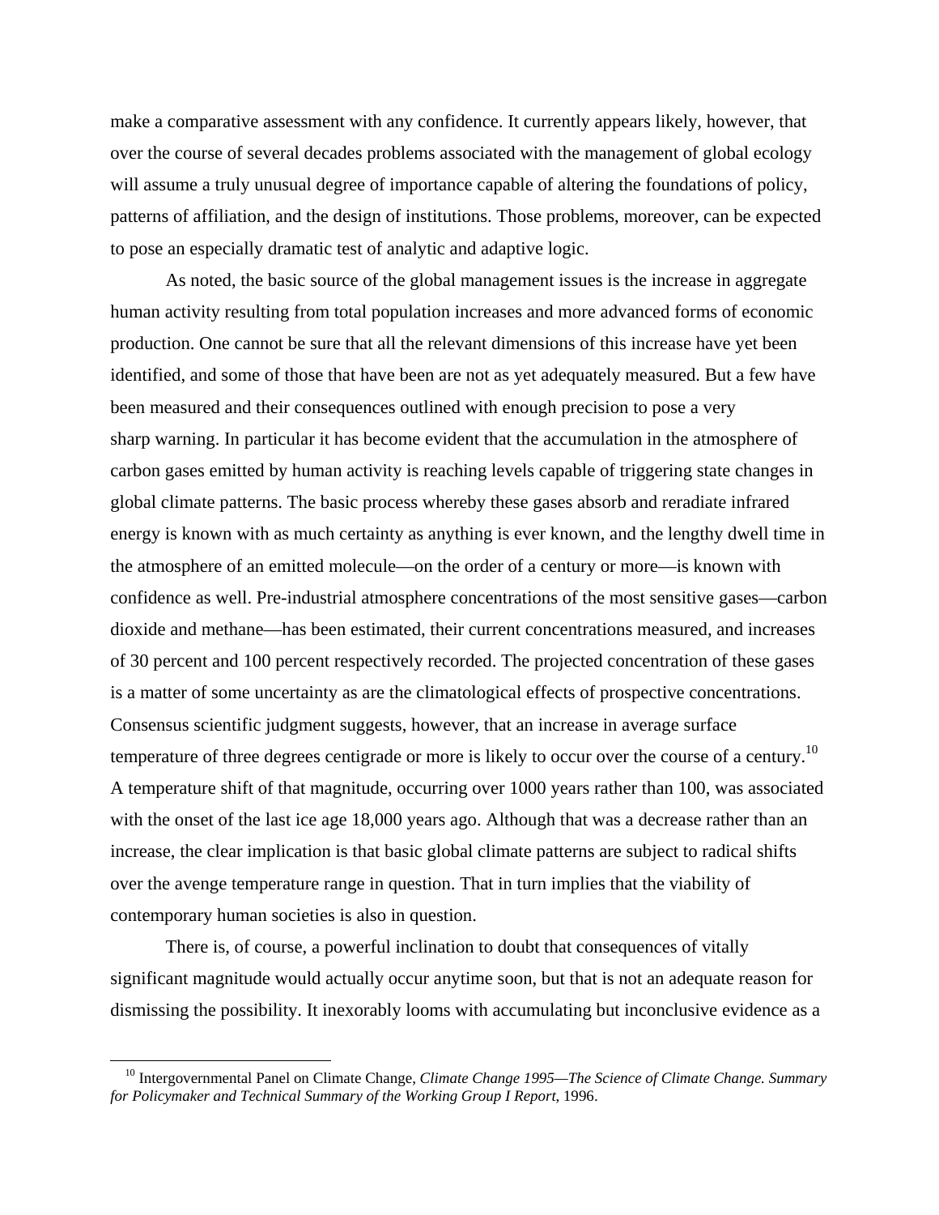make a comparative assessment with any confidence. It currently appears likely, however, that over the course of several decades problems associated with the management of global ecology will assume a truly unusual degree of importance capable of altering the foundations of policy, patterns of affiliation, and the design of institutions. Those problems, moreover, can be expected to pose an especially dramatic test of analytic and adaptive logic.

As noted, the basic source of the global management issues is the increase in aggregate human activity resulting from total population increases and more advanced forms of economic production. One cannot be sure that all the relevant dimensions of this increase have yet been identified, and some of those that have been are not as yet adequately measured. But a few have been measured and their consequences outlined with enough precision to pose a very sharp warning. In particular it has become evident that the accumulation in the atmosphere of carbon gases emitted by human activity is reaching levels capable of triggering state changes in global climate patterns. The basic process whereby these gases absorb and reradiate infrared energy is known with as much certainty as anything is ever known, and the lengthy dwell time in the atmosphere of an emitted molecule—on the order of a century or more—is known with confidence as well. Pre-industrial atmosphere concentrations of the most sensitive gases—carbon dioxide and methane—has been estimated, their current concentrations measured, and increases of 30 percent and 100 percent respectively recorded. The projected concentration of these gases is a matter of some uncertainty as are the climatological effects of prospective concentrations. Consensus scientific judgment suggests, however, that an increase in average surface temperature of three degrees centigrade or more is likely to occur over the course of a century.[10] A temperature shift of that magnitude, occurring over 1000 years rather than 100, was associated with the onset of the last ice age 18,000 years ago. Although that was a decrease rather than an increase, the clear implication is that basic global climate patterns are subject to radical shifts over the avenge temperature range in question. That in turn implies that the viability of contemporary human societies is also in question.

There is, of course, a powerful inclination to doubt that consequences of vitally significant magnitude would actually occur anytime soon, but that is not an adequate reason for dismissing the possibility. It inexorably looms with accumulating but inconclusive evidence as a

[10] Intergovernmental Panel on Climate Change, *Climate Change 1995—The Science of Climate Change. Summary for Policymaker and Technical Summary of the Working Group I Report*, 1996.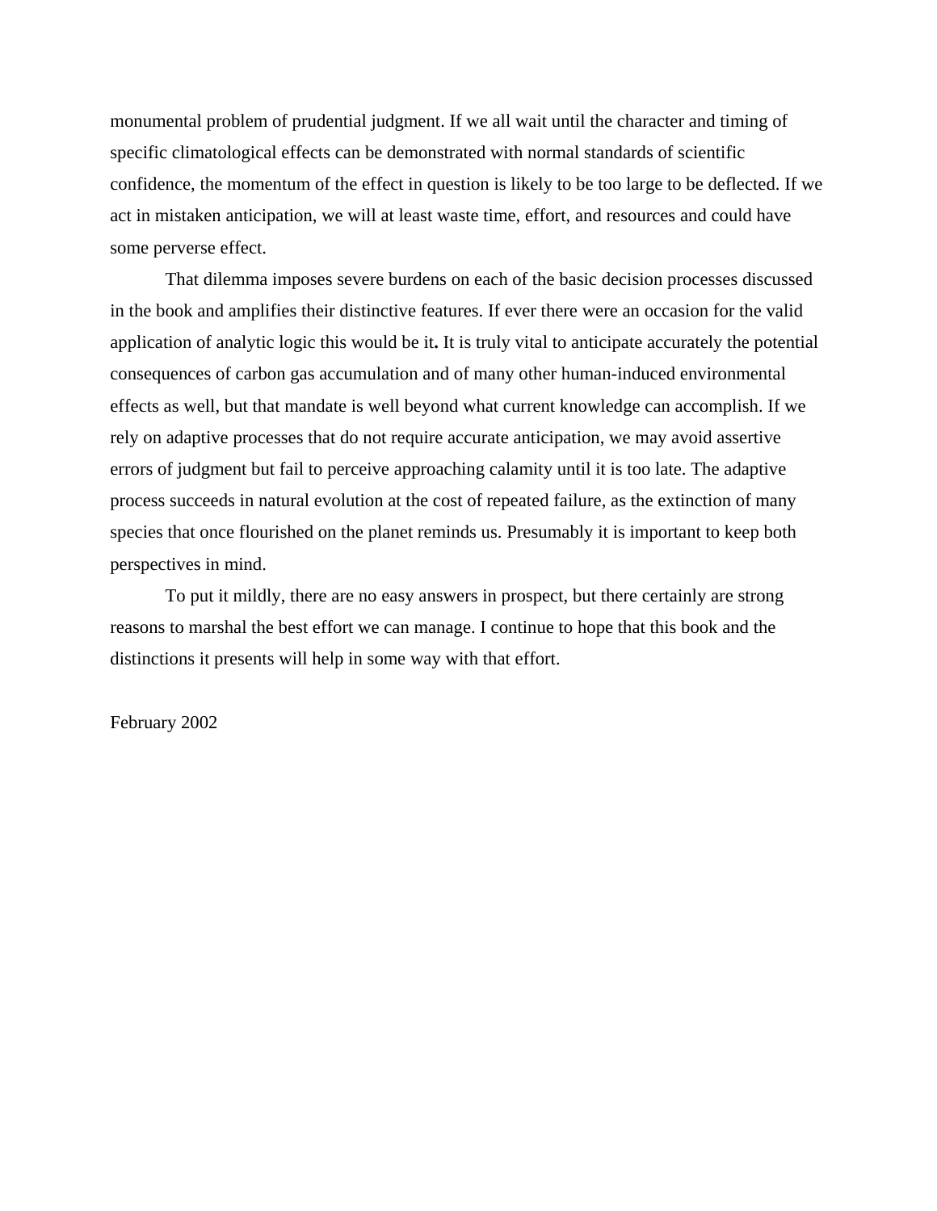monumental problem of prudential judgment. If we all wait until the character and timing of specific climatological effects can be demonstrated with normal standards of scientific confidence, the momentum of the effect in question is likely to be too large to be deflected. If we act in mistaken anticipation, we will at least waste time, effort, and resources and could have some perverse effect.

That dilemma imposes severe burdens on each of the basic decision processes discussed in the book and amplifies their distinctive features. If ever there were an occasion for the valid application of analytic logic this would be it. It is truly vital to anticipate accurately the potential consequences of carbon gas accumulation and of many other human-induced environmental effects as well, but that mandate is well beyond what current knowledge can accomplish. If we rely on adaptive processes that do not require accurate anticipation, we may avoid assertive errors of judgment but fail to perceive approaching calamity until it is too late. The adaptive process succeeds in natural evolution at the cost of repeated failure, as the extinction of many species that once flourished on the planet reminds us. Presumably it is important to keep both perspectives in mind.

To put it mildly, there are no easy answers in prospect, but there certainly are strong reasons to marshal the best effort we can manage. I continue to hope that this book and the distinctions it presents will help in some way with that effort.

February 2002